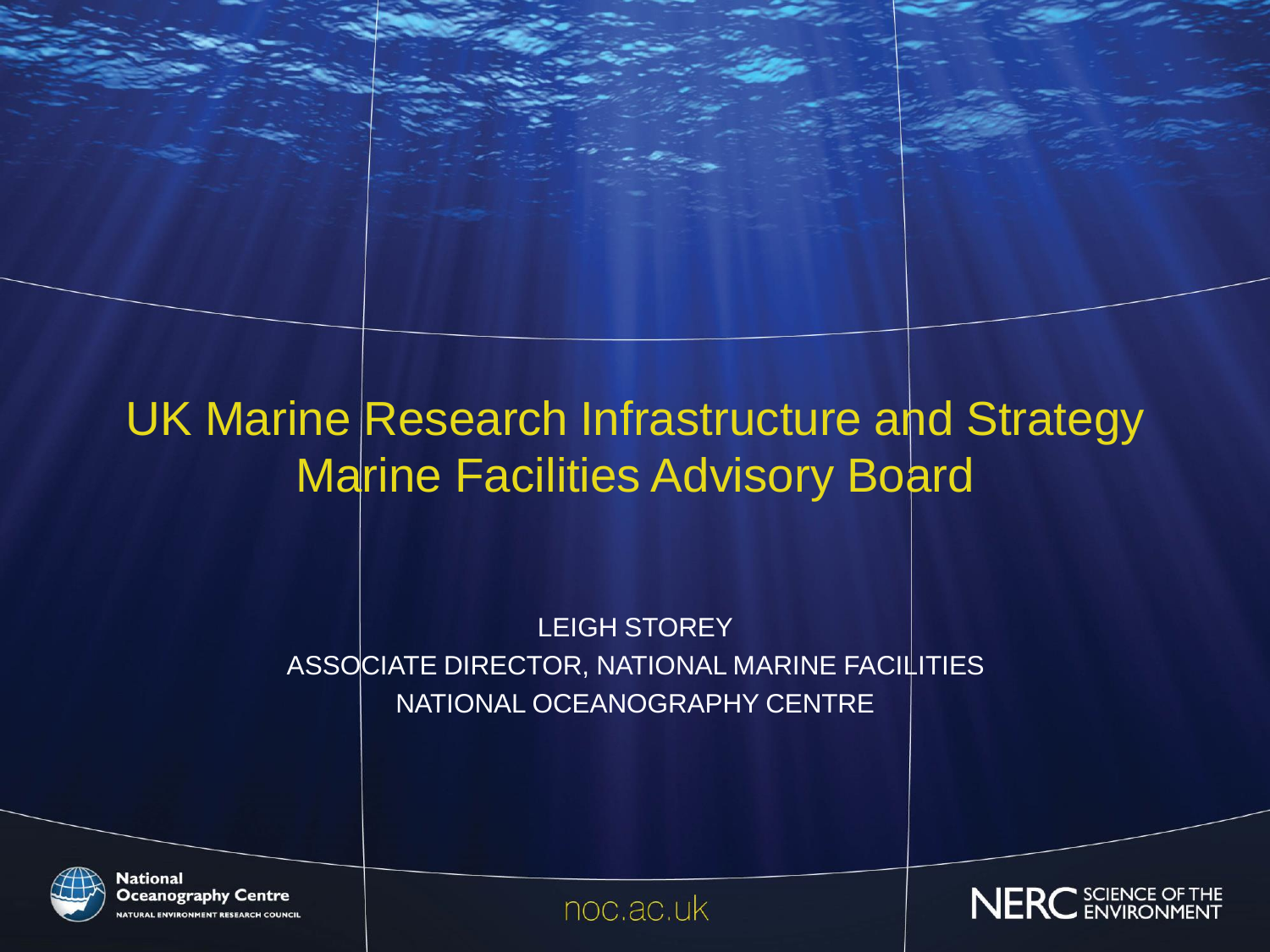# UK Marine Research Infrastructure and Strategy
# Marine Facilities Advisory Board

LEIGH STOREY

ASSOCIATE DIRECTOR, NATIONAL MARINE FACILITIES

NATIONAL OCEANOGRAPHY CENTRE

National Oceanography Centre
NATURAL ENVIRONMENT RESEARCH COUNCIL

noc.ac.uk

NERC SCIENCE OF THE ENVIRONMENT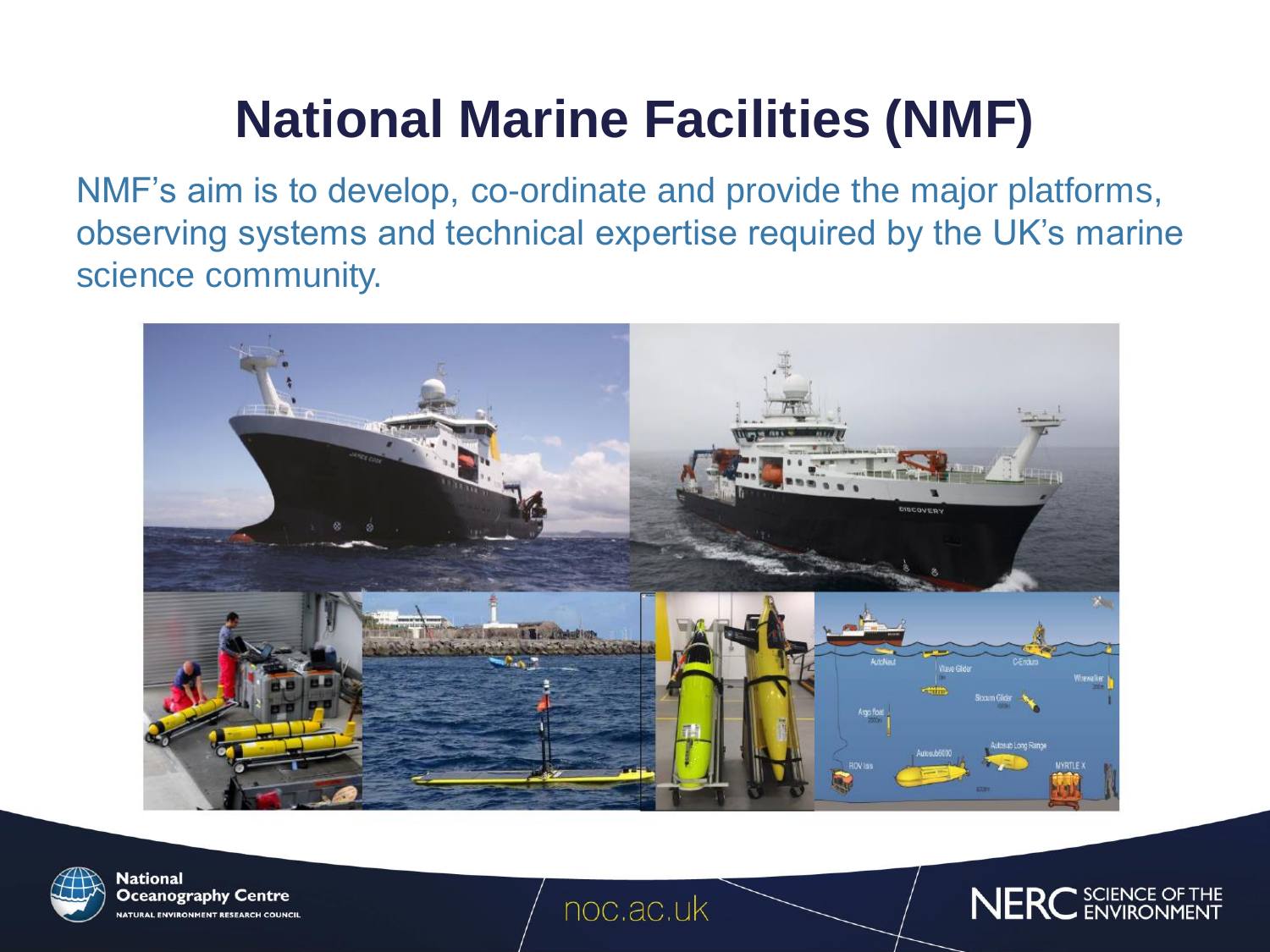# National Marine Facilities (NMF)

NMF's aim is to develop, co-ordinate and provide the major platforms, observing systems and technical expertise required by the UK's marine science community.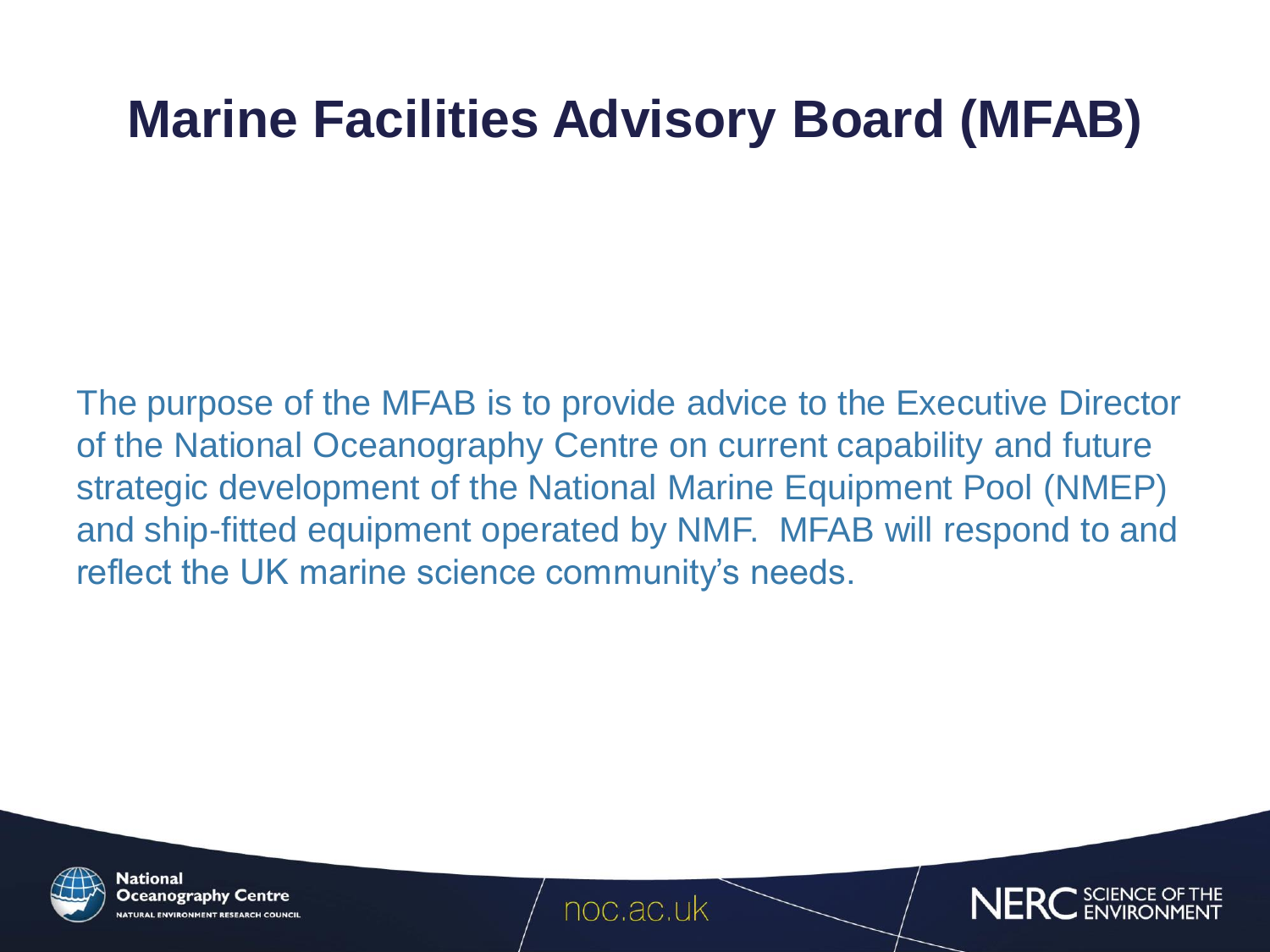# Marine Facilities Advisory Board (MFAB)

The purpose of the MFAB is to provide advice to the Executive Director of the National Oceanography Centre on current capability and future strategic development of the National Marine Equipment Pool (NMEP) and ship-fitted equipment operated by NMF. MFAB will respond to and reflect the UK marine science community's needs.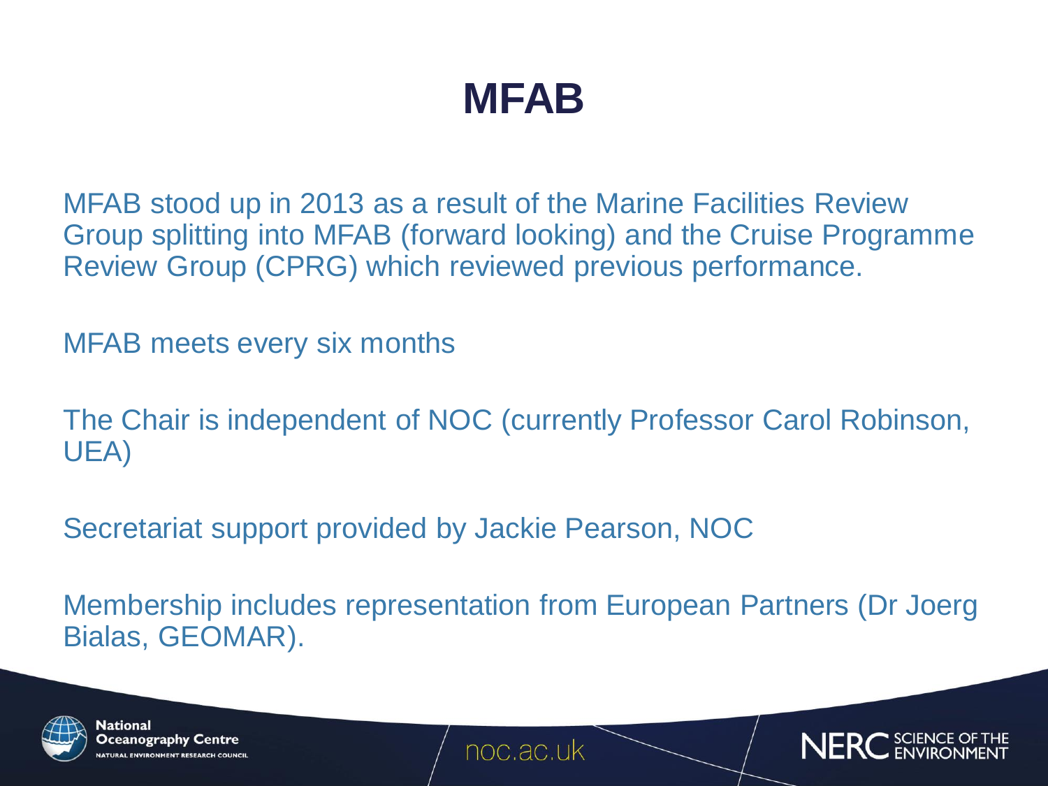# MFAB

MFAB stood up in 2013 as a result of the Marine Facilities Review Group splitting into MFAB (forward looking) and the Cruise Programme Review Group (CPRG) which reviewed previous performance.

MFAB meets every six months

The Chair is independent of NOC (currently Professor Carol Robinson, UEA)

Secretariat support provided by Jackie Pearson, NOC

Membership includes representation from European Partners (Dr Joerg Bialas, GEOMAR).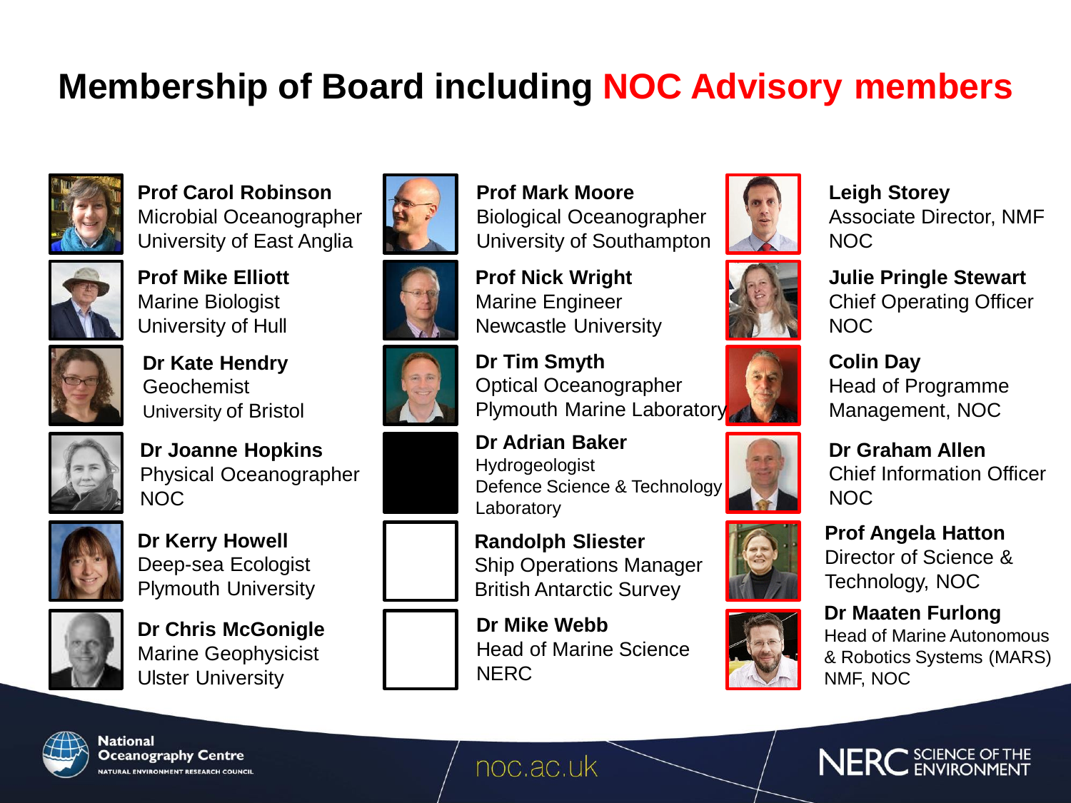# Membership of Board including NOC Advisory members

**Prof Carol Robinson**
Microbial Oceanographer
University of East Anglia

**Prof Mike Elliott**
Marine Biologist
University of Hull

**Dr Kate Hendry**
Geochemist
University of Bristol

**Dr Joanne Hopkins**
Physical Oceanographer
NOC

**Dr Kerry Howell**
Deep-sea Ecologist
Plymouth University

**Dr Chris McGonigle**
Marine Geophysicist
Ulster University

**Prof Mark Moore**
Biological Oceanographer
University of Southampton

**Prof Nick Wright**
Marine Engineer
Newcastle University

**Dr Tim Smyth**
Optical Oceanographer
Plymouth Marine Laboratory

**Dr Adrian Baker**
Hydrogeologist
Defence Science & Technology Laboratory

**Randolph Sliester**
Ship Operations Manager
British Antarctic Survey

**Dr Mike Webb**
Head of Marine Science
NERC

**Leigh Storey**
Associate Director, NMF
NOC

**Julie Pringle Stewart**
Chief Operating Officer
NOC

**Colin Day**
Head of Programme Management, NOC

**Dr Graham Allen**
Chief Information Officer
NOC

**Prof Angela Hatton**
Director of Science & Technology, NOC

**Dr Maaten Furlong**
Head of Marine Autonomous & Robotics Systems (MARS)
NMF, NOC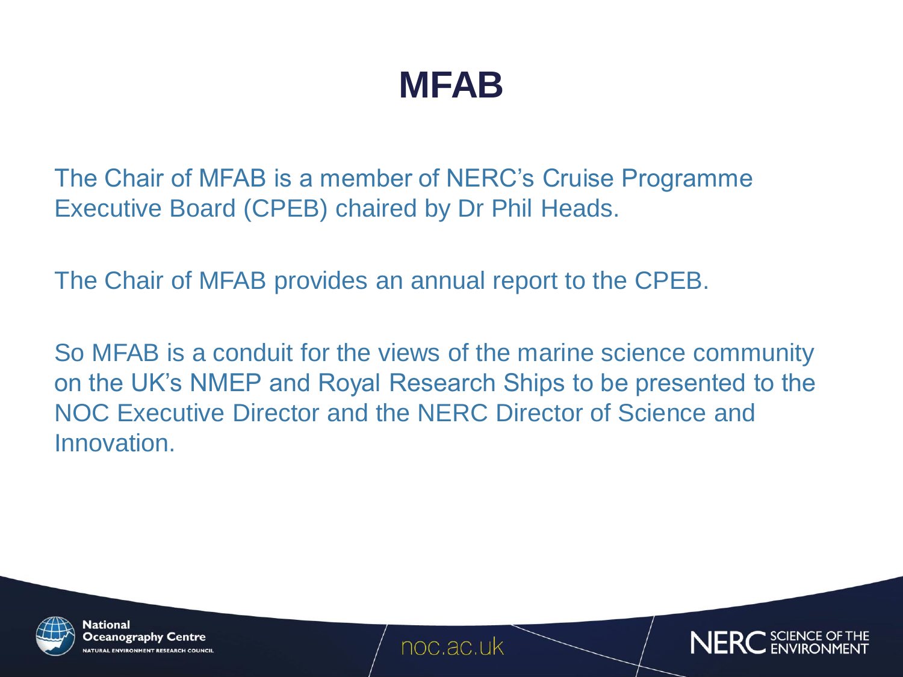# MFAB

The Chair of MFAB is a member of NERC's Cruise Programme Executive Board (CPEB) chaired by Dr Phil Heads.

The Chair of MFAB provides an annual report to the CPEB.

So MFAB is a conduit for the views of the marine science community on the UK's NMEP and Royal Research Ships to be presented to the NOC Executive Director and the NERC Director of Science and Innovation.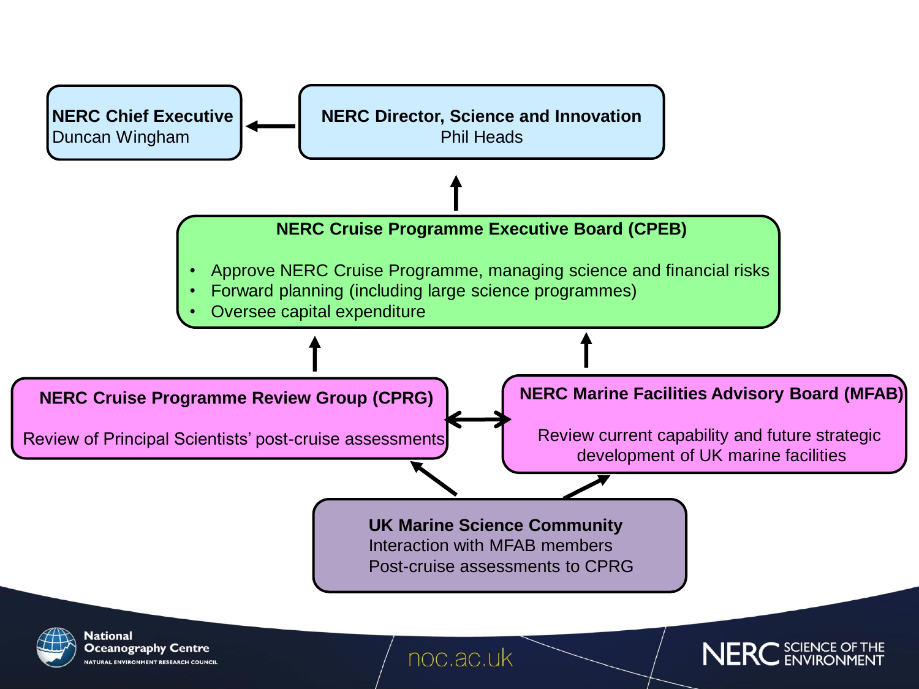**NERC Chief Executive**
Duncan Wingham

**NERC Director, Science and Innovation**
Phil Heads

**NERC Cruise Programme Executive Board (CPEB)**

- Approve NERC Cruise Programme, managing science and financial risks
- Forward planning (including large science programmes)
- Oversee capital expenditure

**NERC Cruise Programme Review Group (CPRG)**

Review of Principal Scientists' post-cruise assessments

**NERC Marine Facilities Advisory Board (MFAB)**

Review current capability and future strategic development of UK marine facilities

**UK Marine Science Community**
Interaction with MFAB members
Post-cruise assessments to CPRG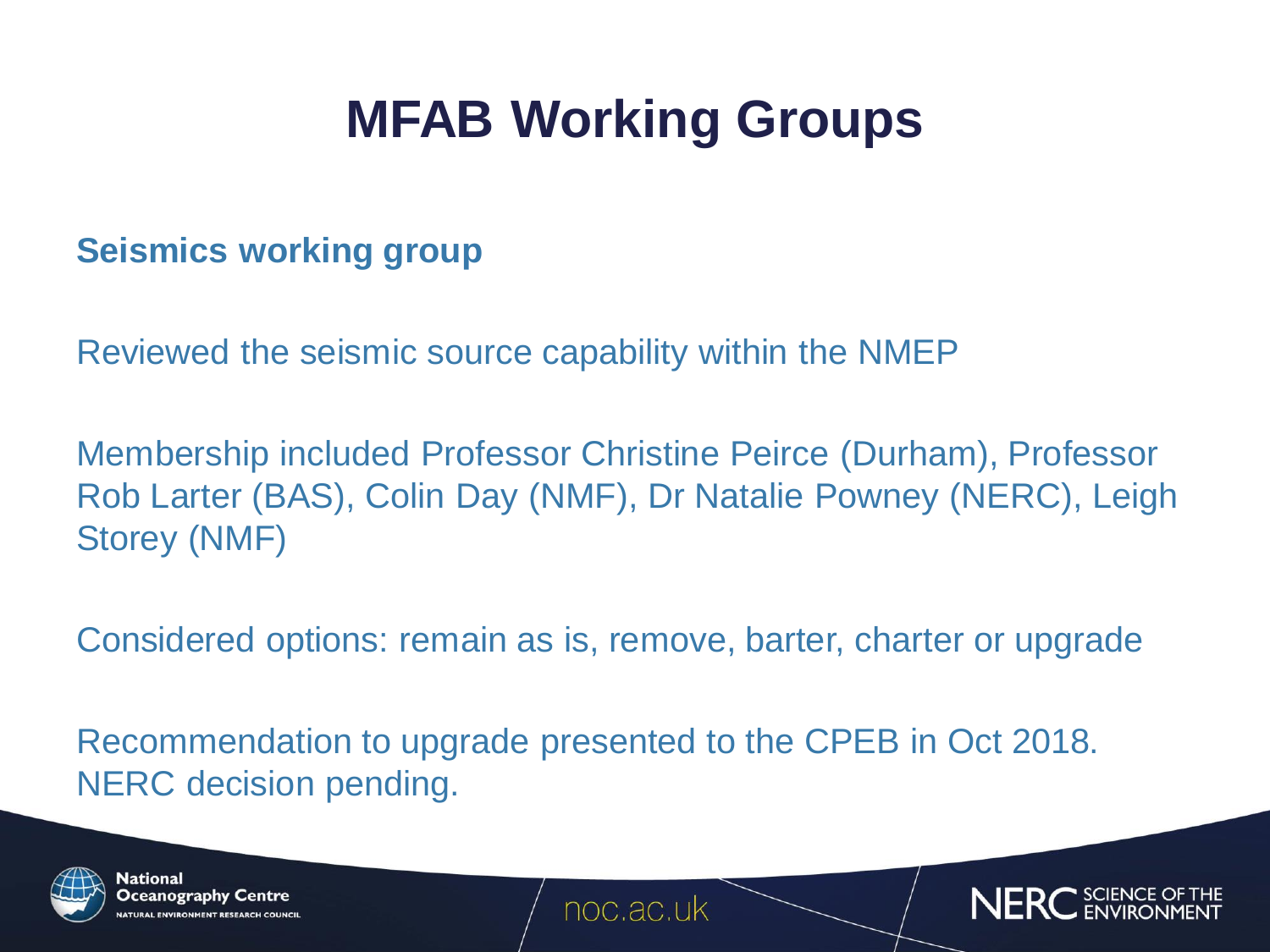# MFAB Working Groups

**Seismics working group**

Reviewed the seismic source capability within the NMEP

Membership included Professor Christine Peirce (Durham), Professor Rob Larter (BAS), Colin Day (NMF), Dr Natalie Powney (NERC), Leigh Storey (NMF)

Considered options: remain as is, remove, barter, charter or upgrade

Recommendation to upgrade presented to the CPEB in Oct 2018. NERC decision pending.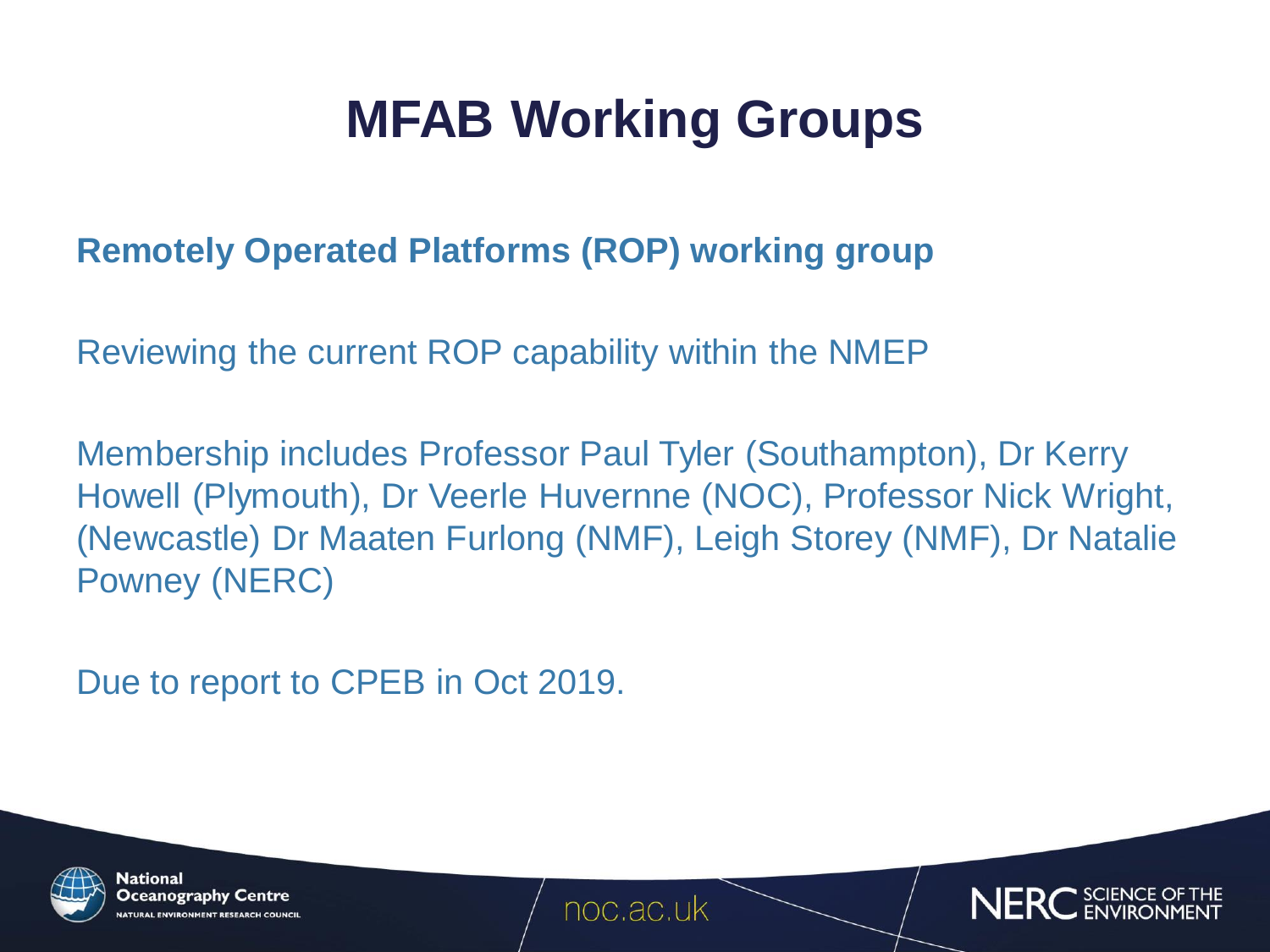# MFAB Working Groups

**Remotely Operated Platforms (ROP) working group**

Reviewing the current ROP capability within the NMEP

Membership includes Professor Paul Tyler (Southampton), Dr Kerry Howell (Plymouth), Dr Veerle Huvernne (NOC), Professor Nick Wright, (Newcastle) Dr Maaten Furlong (NMF), Leigh Storey (NMF), Dr Natalie Powney (NERC)

Due to report to CPEB in Oct 2019.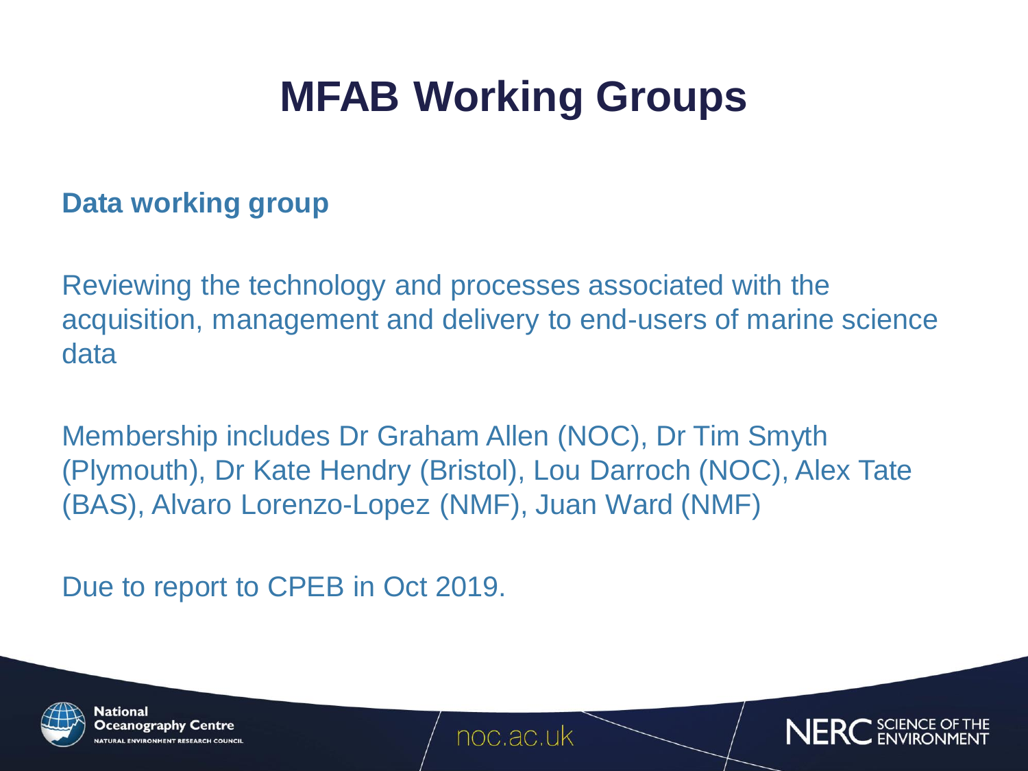# MFAB Working Groups

**Data working group**

Reviewing the technology and processes associated with the acquisition, management and delivery to end-users of marine science data

Membership includes Dr Graham Allen (NOC), Dr Tim Smyth (Plymouth), Dr Kate Hendry (Bristol), Lou Darroch (NOC), Alex Tate (BAS), Alvaro Lorenzo-Lopez (NMF), Juan Ward (NMF)

Due to report to CPEB in Oct 2019.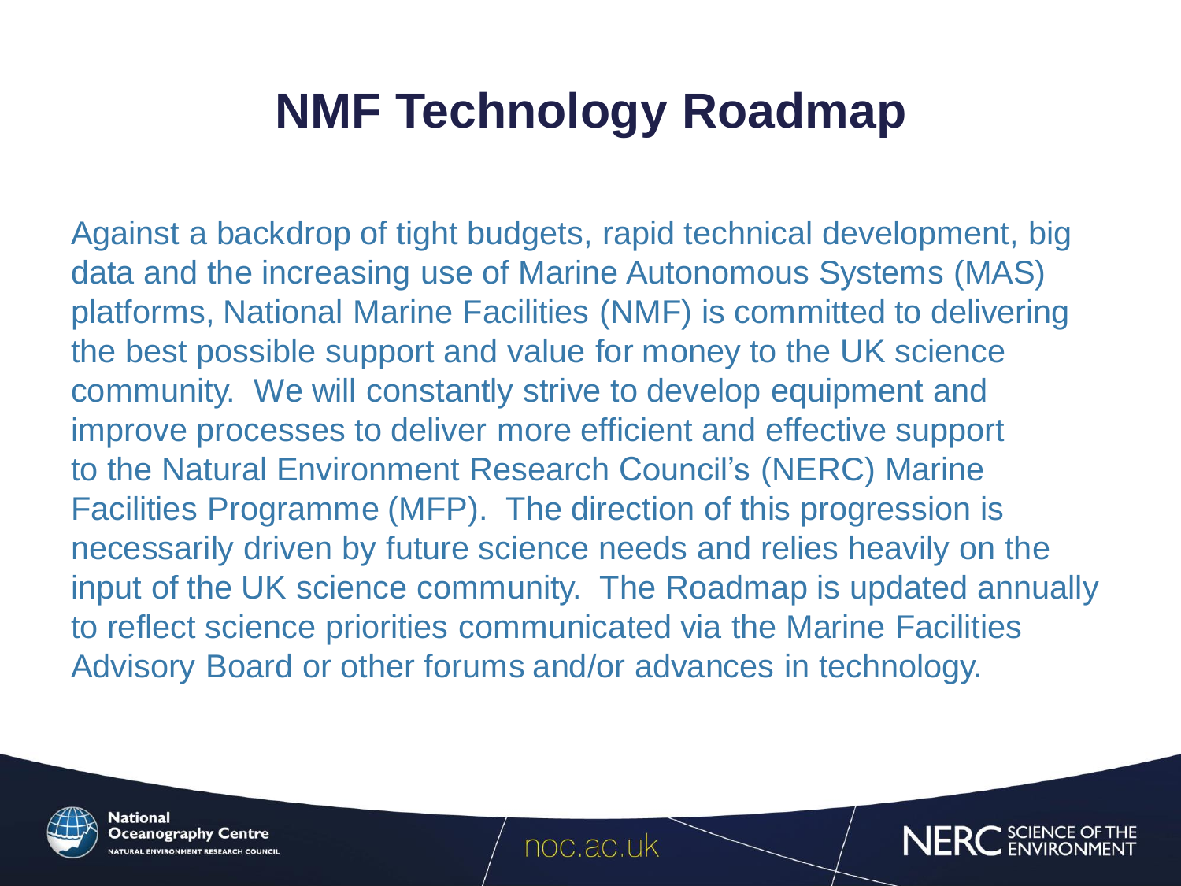# NMF Technology Roadmap

Against a backdrop of tight budgets, rapid technical development, big data and the increasing use of Marine Autonomous Systems (MAS) platforms, National Marine Facilities (NMF) is committed to delivering the best possible support and value for money to the UK science community. We will constantly strive to develop equipment and improve processes to deliver more efficient and effective support to the Natural Environment Research Council's (NERC) Marine Facilities Programme (MFP). The direction of this progression is necessarily driven by future science needs and relies heavily on the input of the UK science community. The Roadmap is updated annually to reflect science priorities communicated via the Marine Facilities Advisory Board or other forums and/or advances in technology.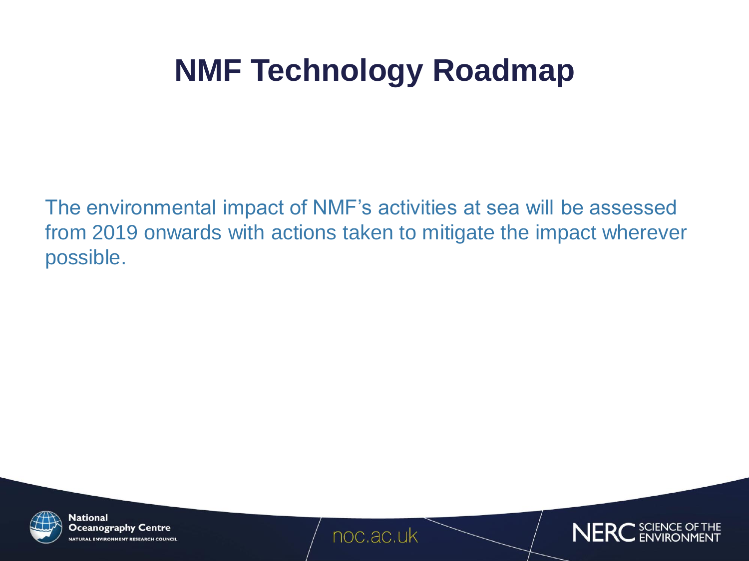# NMF Technology Roadmap

The environmental impact of NMF's activities at sea will be assessed from 2019 onwards with actions taken to mitigate the impact wherever possible.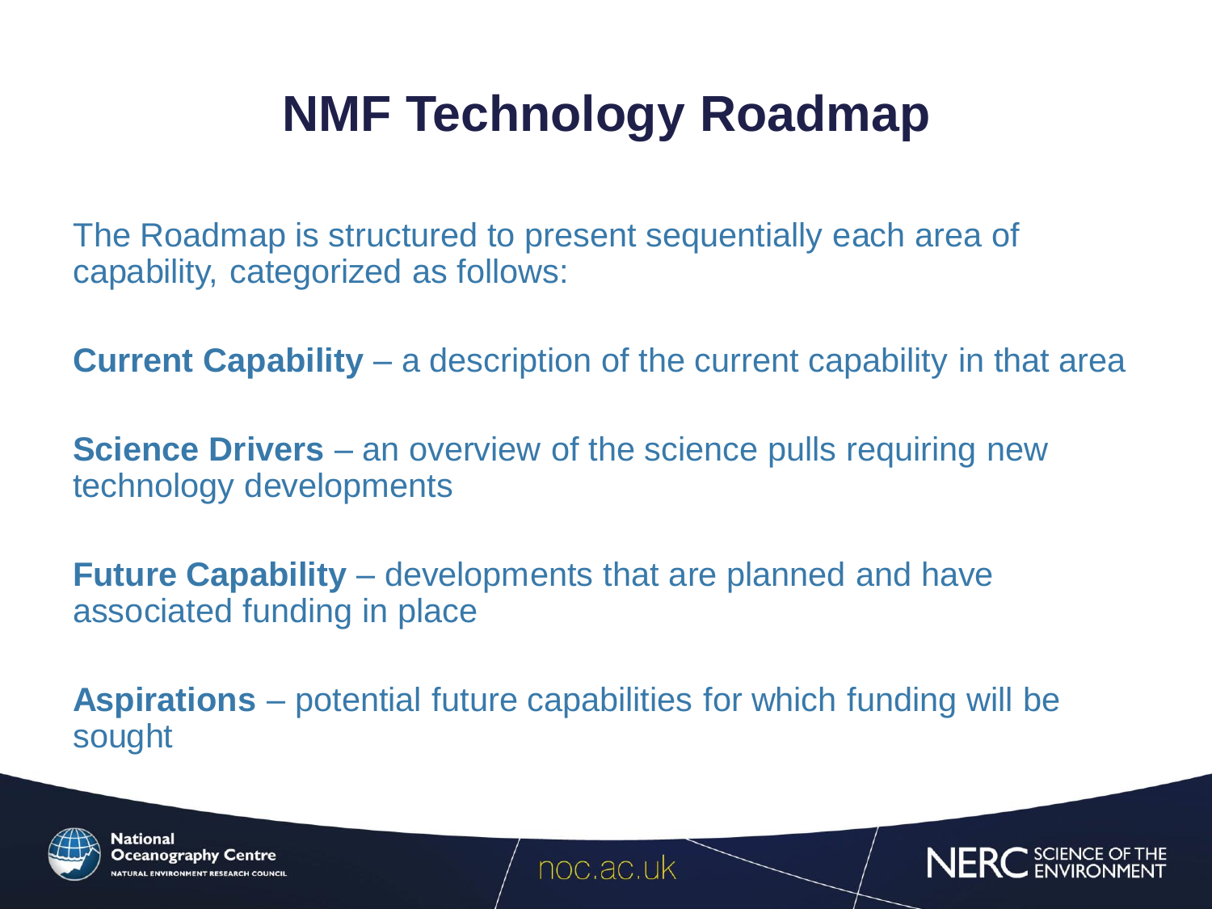# NMF Technology Roadmap

The Roadmap is structured to present sequentially each area of capability, categorized as follows:

**Current Capability** – a description of the current capability in that area

**Science Drivers** – an overview of the science pulls requiring new technology developments

**Future Capability** – developments that are planned and have associated funding in place

**Aspirations** – potential future capabilities for which funding will be sought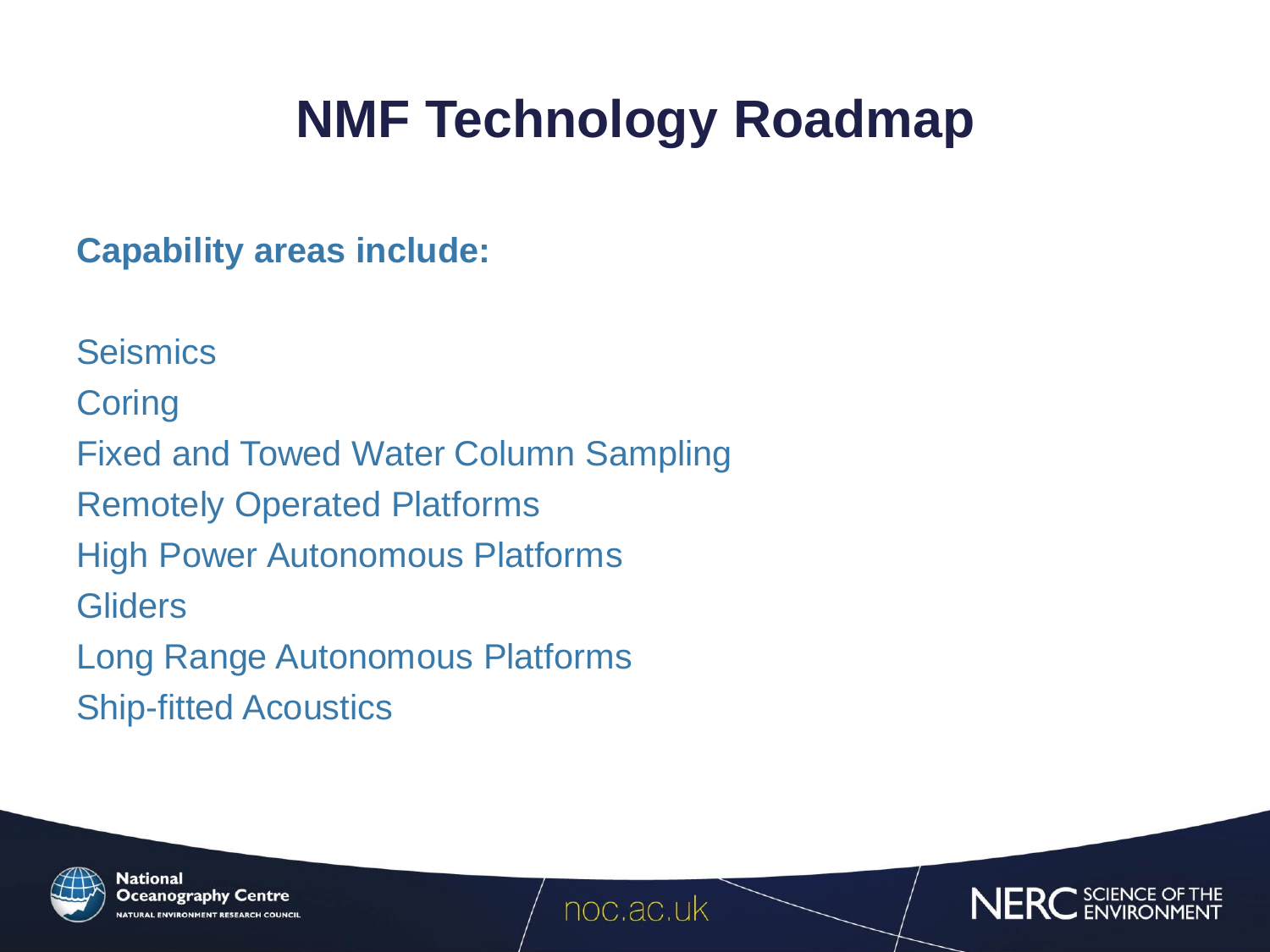# NMF Technology Roadmap

**Capability areas include:**

Seismics

Coring

Fixed and Towed Water Column Sampling

Remotely Operated Platforms

High Power Autonomous Platforms

Gliders

Long Range Autonomous Platforms

Ship-fitted Acoustics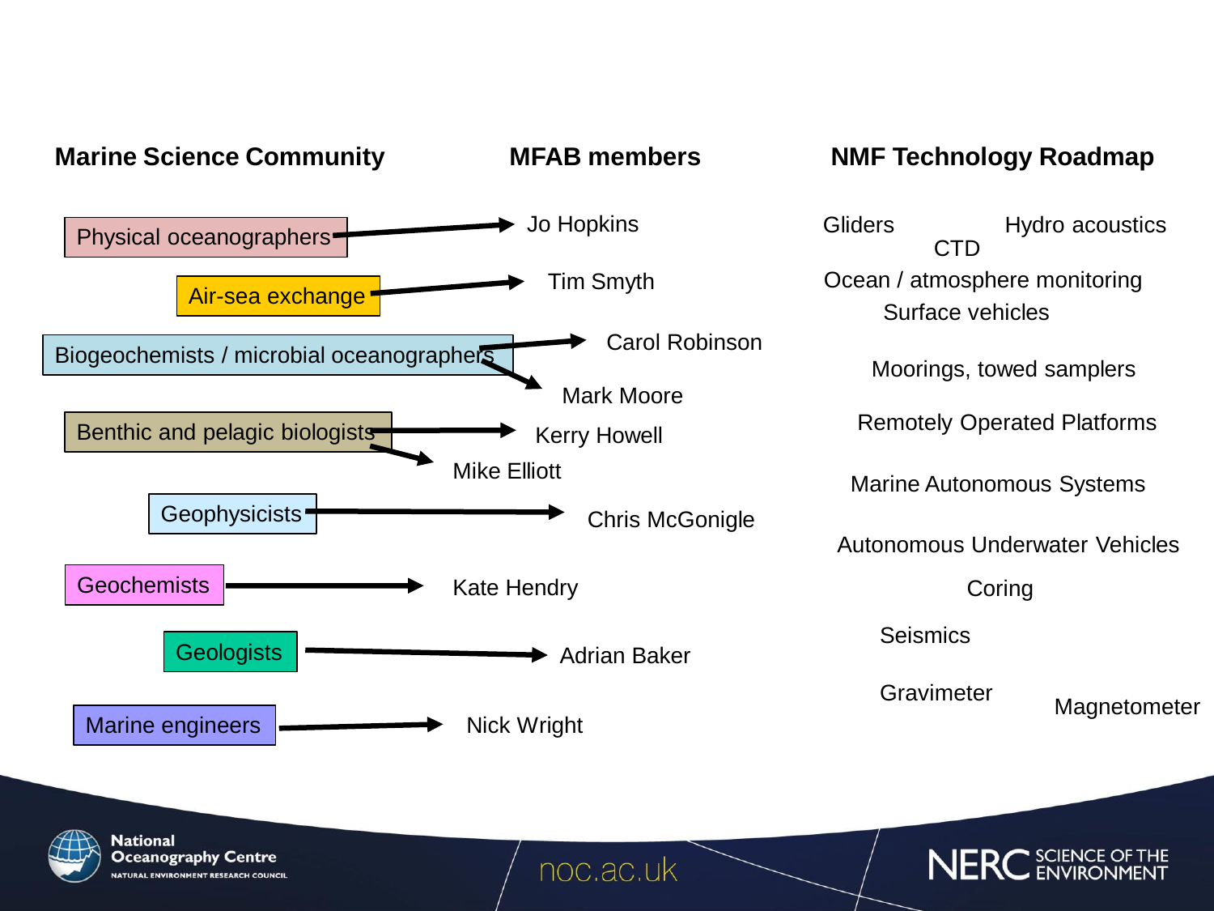| Marine Science Community | MFAB members |
| --- | --- |
| Physical oceanographers | Jo Hopkins |
| Air-sea exchange | Tim Smyth |
| Biogeochemists / microbial oceanographers | Carol Robinson |
| Biogeochemists / microbial oceanographers | Mark Moore |
| Benthic and pelagic biologists | Kerry Howell |
| Benthic and pelagic biologists | Mike Elliott |
| Geophysicists | Chris McGonigle |
| Geochemists | Kate Hendry |
| Geologists | Adrian Baker |
| Marine engineers | Nick Wright |

**NMF Technology Roadmap**

- Gliders
- CTD
- Hydro acoustics
- Ocean / atmosphere monitoring
- Surface vehicles
- Moorings, towed samplers
- Remotely Operated Platforms
- Marine Autonomous Systems
- Autonomous Underwater Vehicles
- Coring
- Seismics
- Gravimeter
- Magnetometer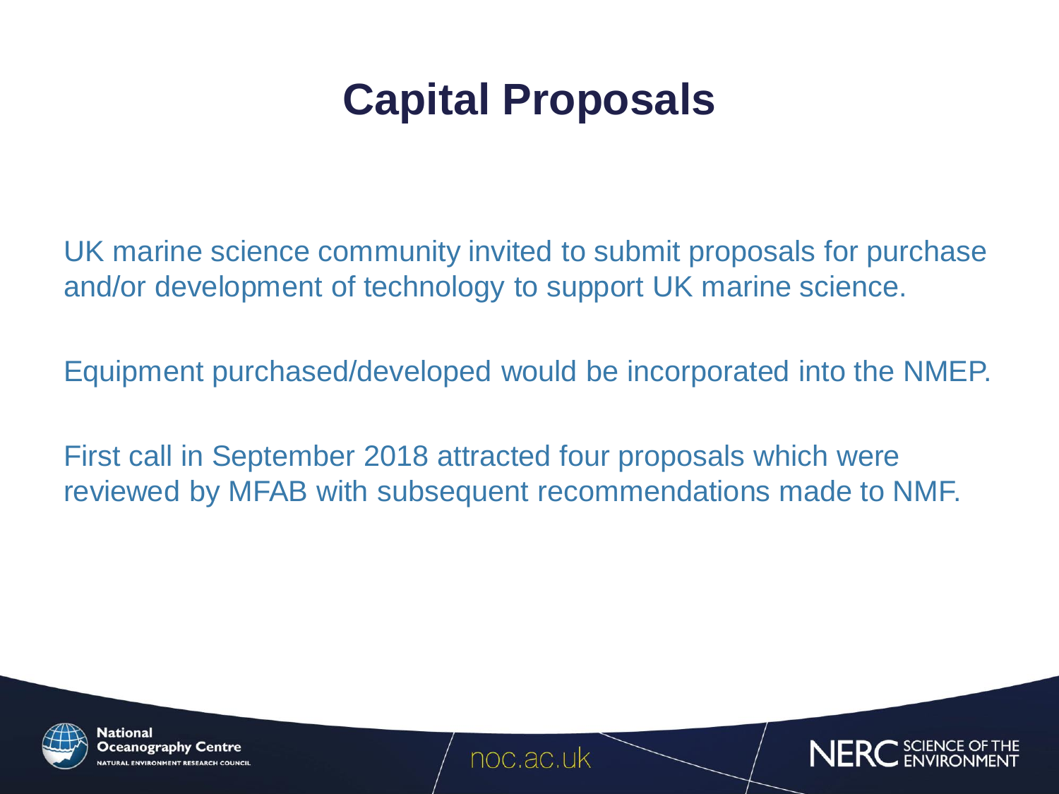# Capital Proposals

UK marine science community invited to submit proposals for purchase and/or development of technology to support UK marine science.

Equipment purchased/developed would be incorporated into the NMEP.

First call in September 2018 attracted four proposals which were reviewed by MFAB with subsequent recommendations made to NMF.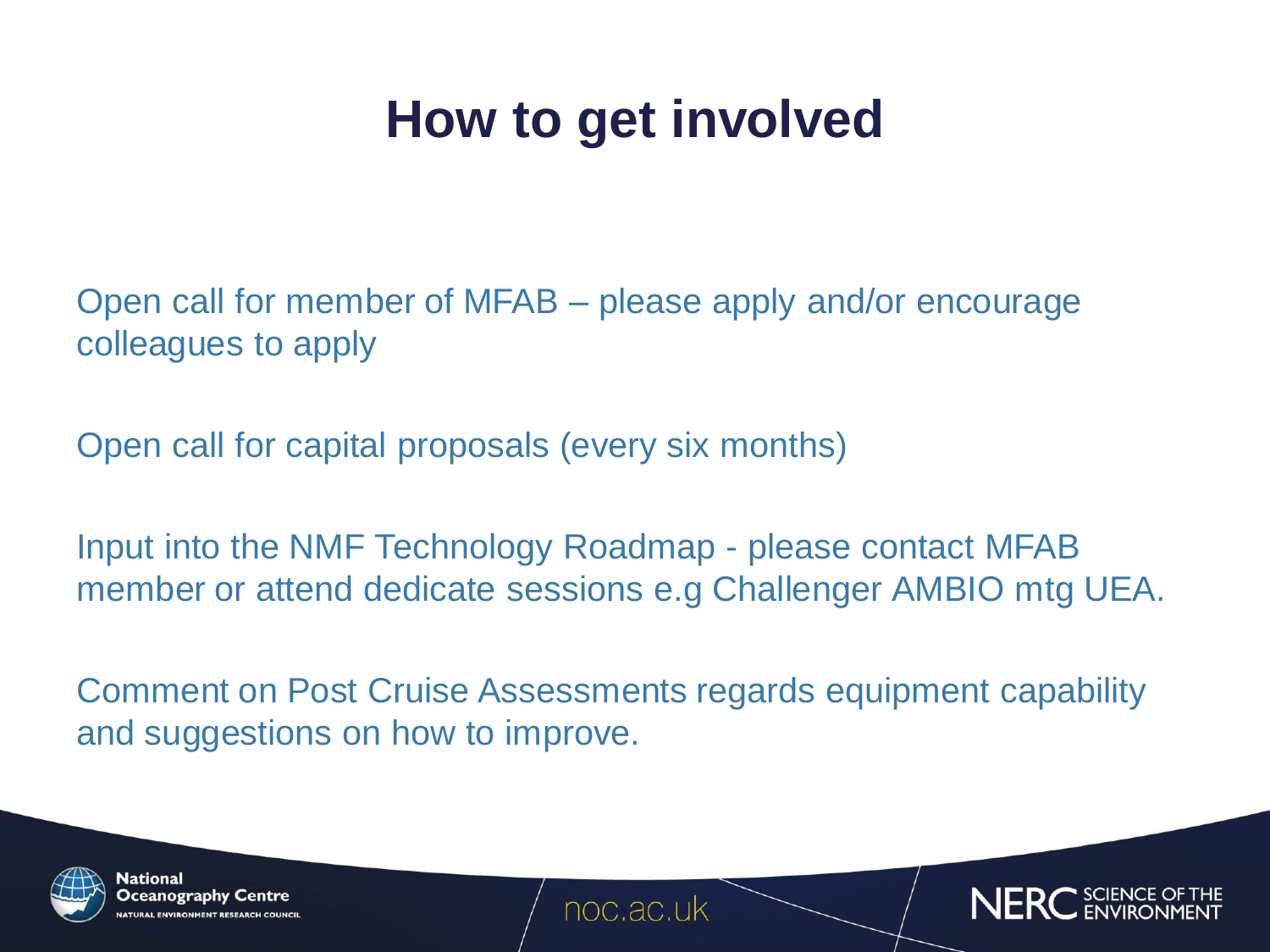# How to get involved

Open call for member of MFAB – please apply and/or encourage colleagues to apply

Open call for capital proposals (every six months)

Input into the NMF Technology Roadmap - please contact MFAB member or attend dedicate sessions e.g Challenger AMBIO mtg UEA.

Comment on Post Cruise Assessments regards equipment capability and suggestions on how to improve.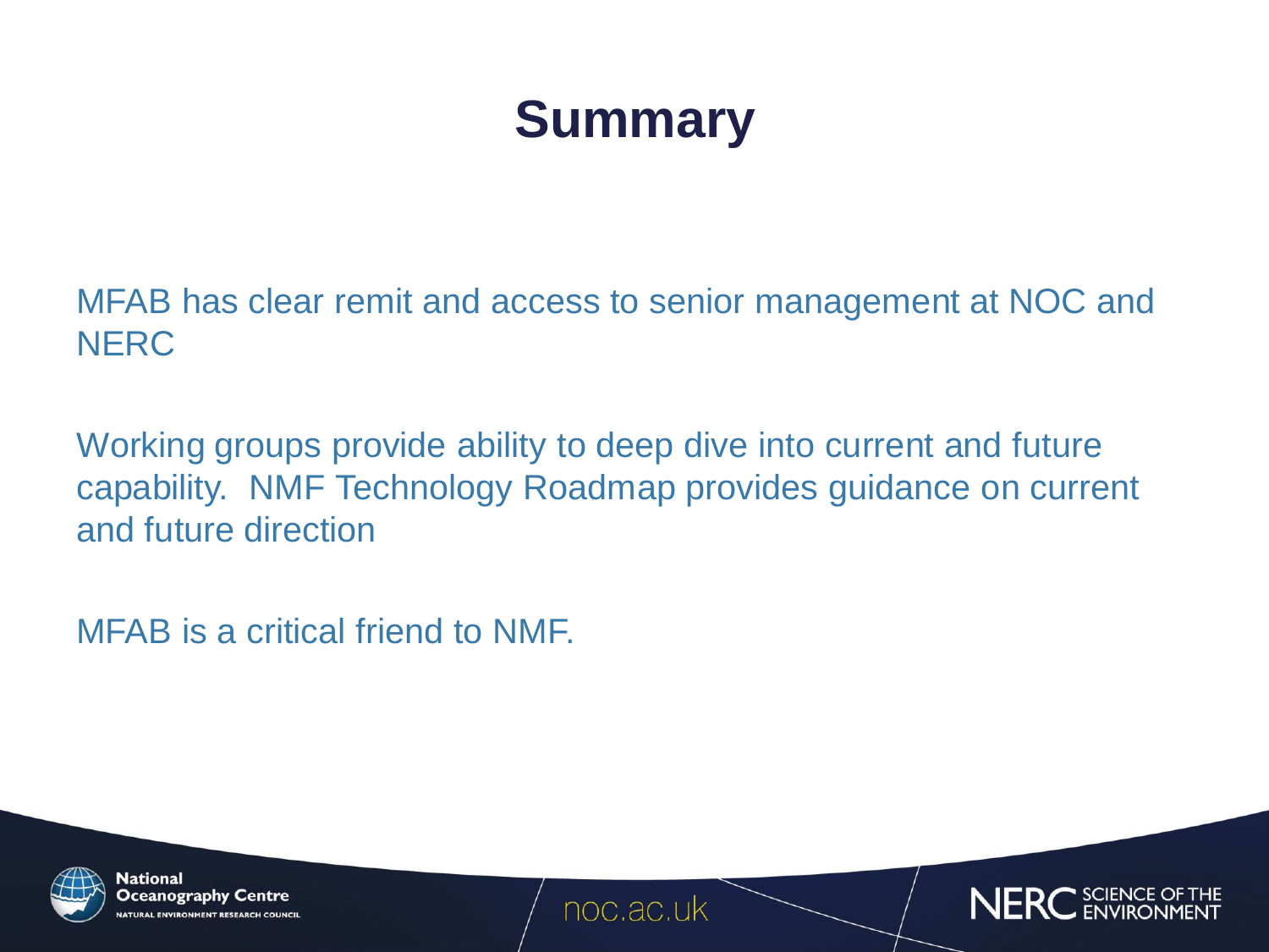# Summary

MFAB has clear remit and access to senior management at NOC and NERC

Working groups provide ability to deep dive into current and future capability.  NMF Technology Roadmap provides guidance on current and future direction

MFAB is a critical friend to NMF.